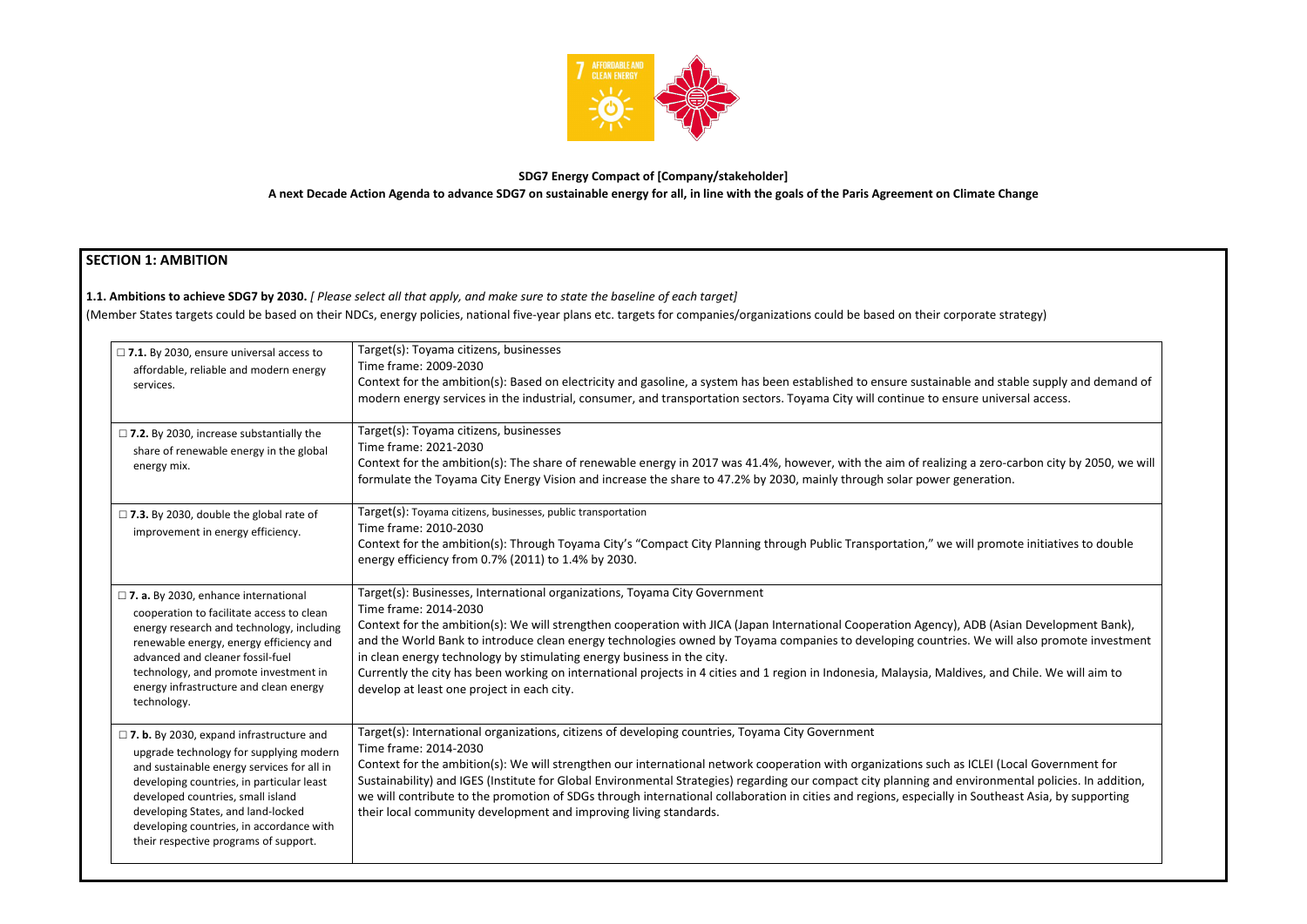**SDG7 Energy Compact of [Company/stakeholder]**

**A next Decade Action Agenda to advance SDG7 on sustainable energy for all, in line with the goals of the Paris Agreement on Climate Change**

## SECTION 1: AMBITION

**1.1. Ambitions to achieve SDG7 by 2030.** *[ Please select all that apply, and make sure to state the baseline of each target]*

(Member States targets could be based on their NDCs, energy policies, national five-year plans etc. targets for companies/organizations could be based on their corporate strategy)

| | |
|---|---|
| ☐ **7.1.** By 2030, ensure universal access to affordable, reliable and modern energy services. | Target(s): Toyama citizens, businesses<br>Time frame: 2009-2030<br>Context for the ambition(s): Based on electricity and gasoline, a system has been established to ensure sustainable and stable supply and demand of modern energy services in the industrial, consumer, and transportation sectors. Toyama City will continue to ensure universal access. |
| ☐ **7.2.** By 2030, increase substantially the share of renewable energy in the global energy mix. | Target(s): Toyama citizens, businesses<br>Time frame: 2021-2030<br>Context for the ambition(s): The share of renewable energy in 2017 was 41.4%, however, with the aim of realizing a zero-carbon city by 2050, we will formulate the Toyama City Energy Vision and increase the share to 47.2% by 2030, mainly through solar power generation. |
| ☐ **7.3.** By 2030, double the global rate of improvement in energy efficiency. | Target(s): Toyama citizens, businesses, public transportation<br>Time frame: 2010-2030<br>Context for the ambition(s): Through Toyama City's "Compact City Planning through Public Transportation," we will promote initiatives to double energy efficiency from 0.7% (2011) to 1.4% by 2030. |
| ☐ **7. a.** By 2030, enhance international cooperation to facilitate access to clean energy research and technology, including renewable energy, energy efficiency and advanced and cleaner fossil-fuel technology, and promote investment in energy infrastructure and clean energy technology. | Target(s): Businesses, International organizations, Toyama City Government<br>Time frame: 2014-2030<br>Context for the ambition(s): We will strengthen cooperation with JICA (Japan International Cooperation Agency), ADB (Asian Development Bank), and the World Bank to introduce clean energy technologies owned by Toyama companies to developing countries. We will also promote investment in clean energy technology by stimulating energy business in the city.<br>Currently the city has been working on international projects in 4 cities and 1 region in Indonesia, Malaysia, Maldives, and Chile. We will aim to develop at least one project in each city. |
| ☐ **7. b.** By 2030, expand infrastructure and upgrade technology for supplying modern and sustainable energy services for all in developing countries, in particular least developed countries, small island developing States, and land-locked developing countries, in accordance with their respective programs of support. | Target(s): International organizations, citizens of developing countries, Toyama City Government<br>Time frame: 2014-2030<br>Context for the ambition(s): We will strengthen our international network cooperation with organizations such as ICLEI (Local Government for Sustainability) and IGES (Institute for Global Environmental Strategies) regarding our compact city planning and environmental policies. In addition, we will contribute to the promotion of SDGs through international collaboration in cities and regions, especially in Southeast Asia, by supporting their local community development and improving living standards. |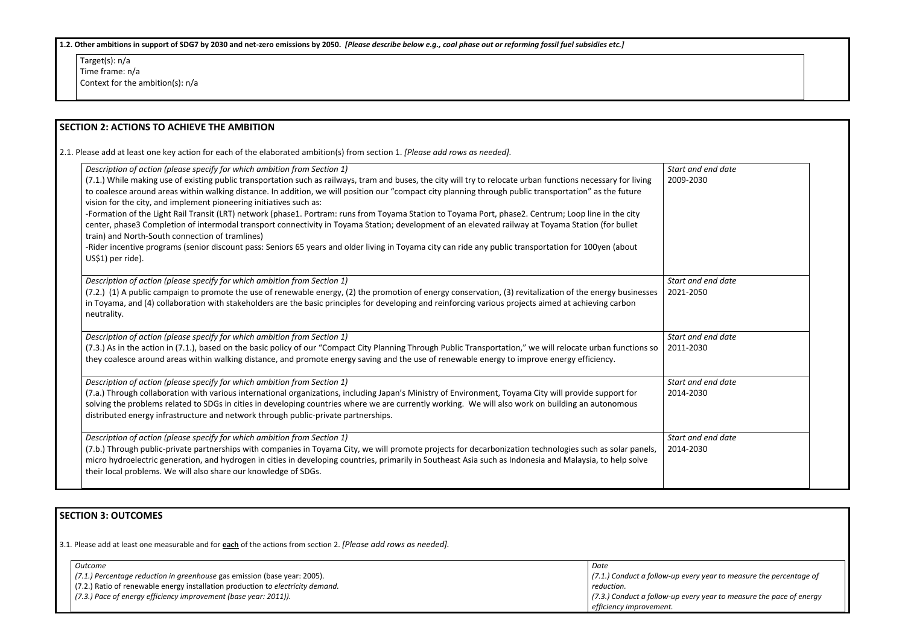**1.2. Other ambitions in support of SDG7 by 2030 and net-zero emissions by 2050.** *[Please describe below e.g., coal phase out or reforming fossil fuel subsidies etc.]*

Target(s): n/a
Time frame: n/a
Context for the ambition(s): n/a

## SECTION 2: ACTIONS TO ACHIEVE THE AMBITION

2.1. Please add at least one key action for each of the elaborated ambition(s) from section 1. *[Please add rows as needed].*

| *Description of action (please specify for which ambition from Section 1)* | *Start and end date* |
|---|---|
| (7.1.) While making use of existing public transportation such as railways, tram and buses, the city will try to relocate urban functions necessary for living to coalesce around areas within walking distance. In addition, we will position our "compact city planning through public transportation" as the future vision for the city, and implement pioneering initiatives such as:<br>-Formation of the Light Rail Transit (LRT) network (phase1. Portram: runs from Toyama Station to Toyama Port, phase2. Centrum; Loop line in the city center, phase3 Completion of intermodal transport connectivity in Toyama Station; development of an elevated railway at Toyama Station (for bullet train) and North-South connection of tramlines)<br>-Rider incentive programs (senior discount pass: Seniors 65 years and older living in Toyama city can ride any public transportation for 100yen (about US$1) per ride). | 2009-2030 |
| *Description of action (please specify for which ambition from Section 1)*<br>(7.2.) (1) A public campaign to promote the use of renewable energy, (2) the promotion of energy conservation, (3) revitalization of the energy businesses in Toyama, and (4) collaboration with stakeholders are the basic principles for developing and reinforcing various projects aimed at achieving carbon neutrality. | *Start and end date*<br>2021-2050 |
| *Description of action (please specify for which ambition from Section 1)*<br>(7.3.) As in the action in (7.1.), based on the basic policy of our "Compact City Planning Through Public Transportation," we will relocate urban functions so they coalesce around areas within walking distance, and promote energy saving and the use of renewable energy to improve energy efficiency. | *Start and end date*<br>2011-2030 |
| *Description of action (please specify for which ambition from Section 1)*<br>(7.a.) Through collaboration with various international organizations, including Japan's Ministry of Environment, Toyama City will provide support for solving the problems related to SDGs in cities in developing countries where we are currently working. We will also work on building an autonomous distributed energy infrastructure and network through public-private partnerships. | *Start and end date*<br>2014-2030 |
| *Description of action (please specify for which ambition from Section 1)*<br>(7.b.) Through public-private partnerships with companies in Toyama City, we will promote projects for decarbonization technologies such as solar panels, micro hydroelectric generation, and hydrogen in cities in developing countries, primarily in Southeast Asia such as Indonesia and Malaysia, to help solve their local problems. We will also share our knowledge of SDGs. | *Start and end date*<br>2014-2030 |

## SECTION 3: OUTCOMES

3.1. Please add at least one measurable and for **each** of the actions from section 2. *[Please add rows as needed].*

| *Outcome* | *Date* |
|---|---|
| *(7.1.) Percentage reduction in greenhouse gas emission (base year: 2005).*<br>(7.2.) Ratio of renewable energy installation production to *electricity demand.*<br>*(7.3.) Pace of energy efficiency improvement (base year: 2011)).* | *(7.1.) Conduct a follow-up every year to measure the percentage of reduction.*<br>*(7.3.) Conduct a follow-up every year to measure the pace of energy efficiency improvement.* |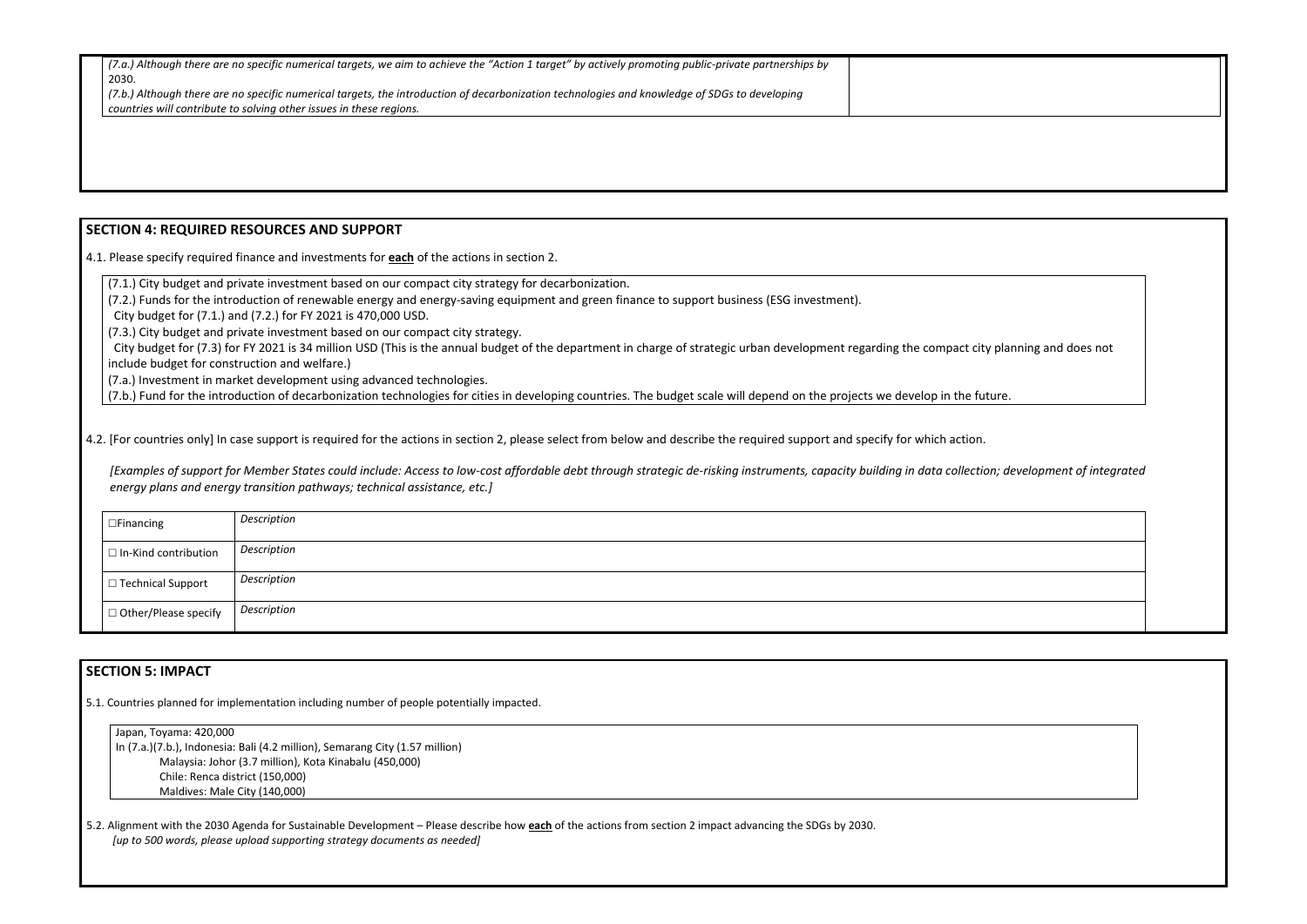*(7.a.) Although there are no specific numerical targets, we aim to achieve the "Action 1 target" by actively promoting public-private partnerships by 2030.*
*(7.b.) Although there are no specific numerical targets, the introduction of decarbonization technologies and knowledge of SDGs to developing countries will contribute to solving other issues in these regions.*

## SECTION 4: REQUIRED RESOURCES AND SUPPORT

4.1. Please specify required finance and investments for **each** of the actions in section 2.

(7.1.) City budget and private investment based on our compact city strategy for decarbonization.
(7.2.) Funds for the introduction of renewable energy and energy-saving equipment and green finance to support business (ESG investment).
City budget for (7.1.) and (7.2.) for FY 2021 is 470,000 USD.
(7.3.) City budget and private investment based on our compact city strategy.
City budget for (7.3) for FY 2021 is 34 million USD (This is the annual budget of the department in charge of strategic urban development regarding the compact city planning and does not include budget for construction and welfare.)
(7.a.) Investment in market development using advanced technologies.
(7.b.) Fund for the introduction of decarbonization technologies for cities in developing countries. The budget scale will depend on the projects we develop in the future.

4.2. [For countries only] In case support is required for the actions in section 2, please select from below and describe the required support and specify for which action.

*[Examples of support for Member States could include: Access to low-cost affordable debt through strategic de-risking instruments, capacity building in data collection; development of integrated energy plans and energy transition pathways; technical assistance, etc.]*

| | |
|---|---|
| ☐Financing | *Description* |
| ☐ In-Kind contribution | *Description* |
| ☐ Technical Support | *Description* |
| ☐ Other/Please specify | *Description* |

## SECTION 5: IMPACT

5.1. Countries planned for implementation including number of people potentially impacted.

Japan, Toyama: 420,000
In (7.a.)(7.b.), Indonesia: Bali (4.2 million), Semarang City (1.57 million)
Malaysia: Johor (3.7 million), Kota Kinabalu (450,000)
Chile: Renca district (150,000)
Maldives: Male City (140,000)

5.2. Alignment with the 2030 Agenda for Sustainable Development – Please describe how **each** of the actions from section 2 impact advancing the SDGs by 2030.
*[up to 500 words, please upload supporting strategy documents as needed]*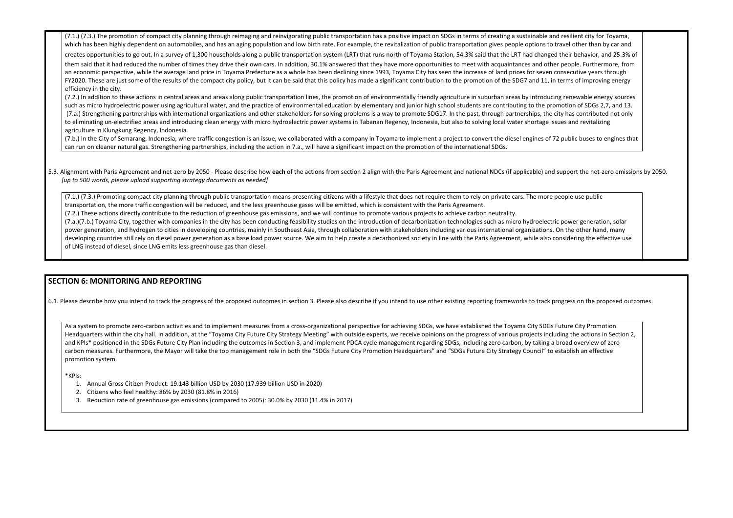(7.1.) (7.3.) The promotion of compact city planning through reimaging and reinvigorating public transportation has a positive impact on SDGs in terms of creating a sustainable and resilient city for Toyama, which has been highly dependent on automobiles, and has an aging population and low birth rate. For example, the revitalization of public transportation gives people options to travel other than by car and creates opportunities to go out. In a survey of 1,300 households along a public transportation system (LRT) that runs north of Toyama Station, 54.3% said that the LRT had changed their behavior, and 25.3% of them said that it had reduced the number of times they drive their own cars. In addition, 30.1% answered that they have more opportunities to meet with acquaintances and other people. Furthermore, from an economic perspective, while the average land price in Toyama Prefecture as a whole has been declining since 1993, Toyama City has seen the increase of land prices for seven consecutive years through FY2020. These are just some of the results of the compact city policy, but it can be said that this policy has made a significant contribution to the promotion of the SDG7 and 11, in terms of improving energy efficiency in the city.

(7.2.) In addition to these actions in central areas and areas along public transportation lines, the promotion of environmentally friendly agriculture in suburban areas by introducing renewable energy sources such as micro hydroelectric power using agricultural water, and the practice of environmental education by elementary and junior high school students are contributing to the promotion of SDGs 2,7, and 13.

(7.a.) Strengthening partnerships with international organizations and other stakeholders for solving problems is a way to promote SDG17. In the past, through partnerships, the city has contributed not only to eliminating un-electrified areas and introducing clean energy with micro hydroelectric power systems in Tabanan Regency, Indonesia, but also to solving local water shortage issues and revitalizing agriculture in Klungkung Regency, Indonesia.

(7.b.) In the City of Semarang, Indonesia, where traffic congestion is an issue, we collaborated with a company in Toyama to implement a project to convert the diesel engines of 72 public buses to engines that can run on cleaner natural gas. Strengthening partnerships, including the action in 7.a., will have a significant impact on the promotion of the international SDGs.

5.3. Alignment with Paris Agreement and net-zero by 2050 - Please describe how **each** of the actions from section 2 align with the Paris Agreement and national NDCs (if applicable) and support the net-zero emissions by 2050. *[up to 500 words, please upload supporting strategy documents as needed]*

(7.1.) (7.3.) Promoting compact city planning through public transportation means presenting citizens with a lifestyle that does not require them to rely on private cars. The more people use public transportation, the more traffic congestion will be reduced, and the less greenhouse gases will be emitted, which is consistent with the Paris Agreement.

(7.2.) These actions directly contribute to the reduction of greenhouse gas emissions, and we will continue to promote various projects to achieve carbon neutrality.

(7.a.)(7.b.) Toyama City, together with companies in the city has been conducting feasibility studies on the introduction of decarbonization technologies such as micro hydroelectric power generation, solar power generation, and hydrogen to cities in developing countries, mainly in Southeast Asia, through collaboration with stakeholders including various international organizations. On the other hand, many developing countries still rely on diesel power generation as a base load power source. We aim to help create a decarbonized society in line with the Paris Agreement, while also considering the effective use of LNG instead of diesel, since LNG emits less greenhouse gas than diesel.

## SECTION 6: MONITORING AND REPORTING

6.1. Please describe how you intend to track the progress of the proposed outcomes in section 3. Please also describe if you intend to use other existing reporting frameworks to track progress on the proposed outcomes.

As a system to promote zero-carbon activities and to implement measures from a cross-organizational perspective for achieving SDGs, we have established the Toyama City SDGs Future City Promotion Headquarters within the city hall. In addition, at the "Toyama City Future City Strategy Meeting" with outside experts, we receive opinions on the progress of various projects including the actions in Section 2, and KPIs* positioned in the SDGs Future City Plan including the outcomes in Section 3, and implement PDCA cycle management regarding SDGs, including zero carbon, by taking a broad overview of zero carbon measures. Furthermore, the Mayor will take the top management role in both the "SDGs Future City Promotion Headquarters" and "SDGs Future City Strategy Council" to establish an effective promotion system.

*KPIs:

1. Annual Gross Citizen Product: 19.143 billion USD by 2030 (17.939 billion USD in 2020)
2. Citizens who feel healthy: 86% by 2030 (81.8% in 2016)
3. Reduction rate of greenhouse gas emissions (compared to 2005): 30.0% by 2030 (11.4% in 2017)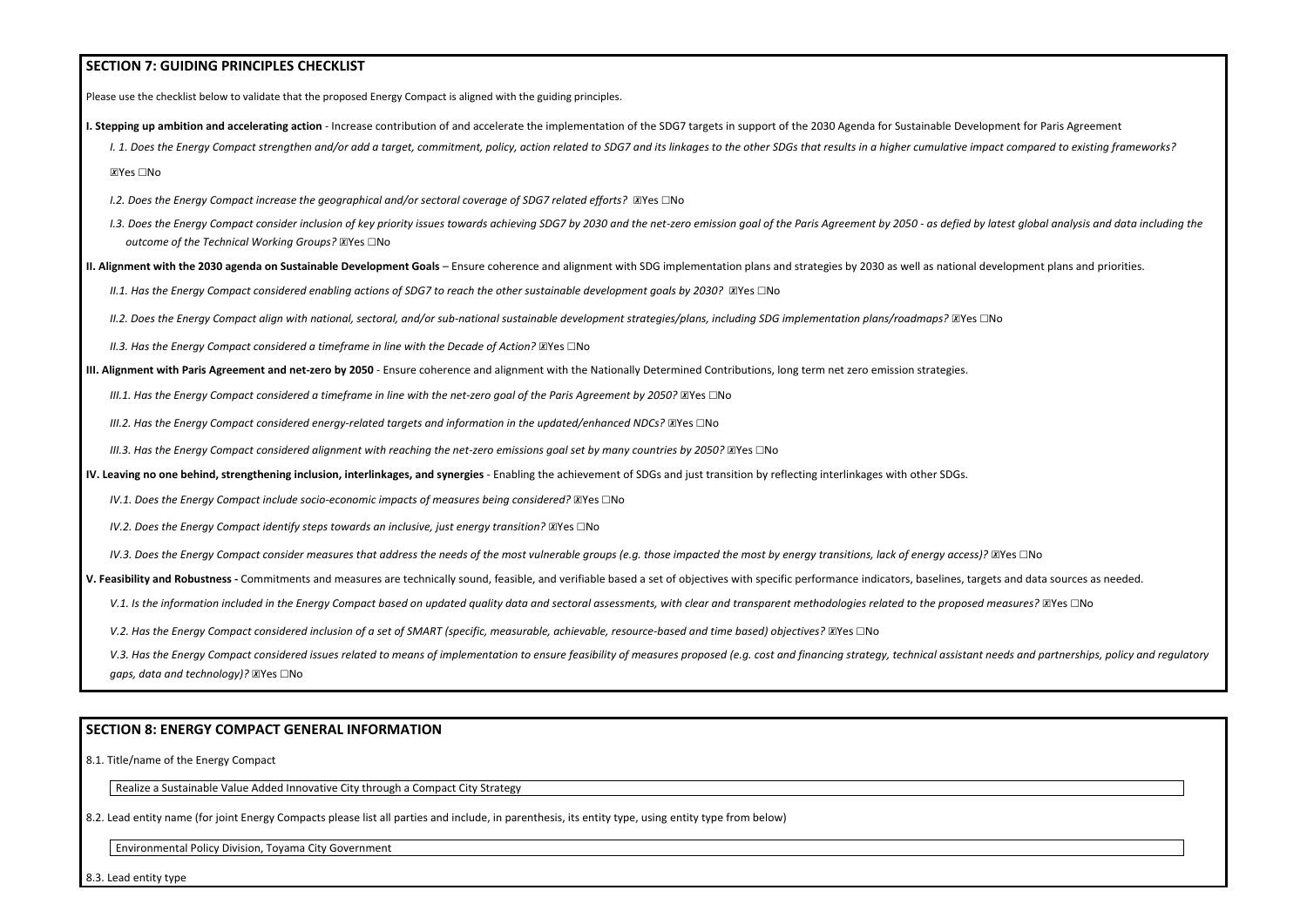## SECTION 7: GUIDING PRINCIPLES CHECKLIST

Please use the checklist below to validate that the proposed Energy Compact is aligned with the guiding principles.

**I. Stepping up ambition and accelerating action** - Increase contribution of and accelerate the implementation of the SDG7 targets in support of the 2030 Agenda for Sustainable Development for Paris Agreement

*I. 1. Does the Energy Compact strengthen and/or add a target, commitment, policy, action related to SDG7 and its linkages to the other SDGs that results in a higher cumulative impact compared to existing frameworks?*

☒Yes ☐No

*I.2. Does the Energy Compact increase the geographical and/or sectoral coverage of SDG7 related efforts?* ☒Yes ☐No

*I.3. Does the Energy Compact consider inclusion of key priority issues towards achieving SDG7 by 2030 and the net-zero emission goal of the Paris Agreement by 2050 - as defied by latest global analysis and data including the outcome of the Technical Working Groups?* ☒Yes ☐No

**II. Alignment with the 2030 agenda on Sustainable Development Goals** – Ensure coherence and alignment with SDG implementation plans and strategies by 2030 as well as national development plans and priorities.

*II.1. Has the Energy Compact considered enabling actions of SDG7 to reach the other sustainable development goals by 2030?* ☒Yes ☐No

*II.2. Does the Energy Compact align with national, sectoral, and/or sub-national sustainable development strategies/plans, including SDG implementation plans/roadmaps?* ☒Yes ☐No

*II.3. Has the Energy Compact considered a timeframe in line with the Decade of Action?* ☒Yes ☐No

**III. Alignment with Paris Agreement and net-zero by 2050** - Ensure coherence and alignment with the Nationally Determined Contributions, long term net zero emission strategies.

*III.1. Has the Energy Compact considered a timeframe in line with the net-zero goal of the Paris Agreement by 2050?* ☒Yes ☐No

*III.2. Has the Energy Compact considered energy-related targets and information in the updated/enhanced NDCs?* ☒Yes ☐No

*III.3. Has the Energy Compact considered alignment with reaching the net-zero emissions goal set by many countries by 2050?* ☒Yes ☐No

**IV. Leaving no one behind, strengthening inclusion, interlinkages, and synergies** - Enabling the achievement of SDGs and just transition by reflecting interlinkages with other SDGs.

*IV.1. Does the Energy Compact include socio-economic impacts of measures being considered?* ☒Yes ☐No

*IV.2. Does the Energy Compact identify steps towards an inclusive, just energy transition?* ☒Yes ☐No

*IV.3. Does the Energy Compact consider measures that address the needs of the most vulnerable groups (e.g. those impacted the most by energy transitions, lack of energy access)?* ☒Yes ☐No

**V. Feasibility and Robustness -** Commitments and measures are technically sound, feasible, and verifiable based a set of objectives with specific performance indicators, baselines, targets and data sources as needed.

*V.1. Is the information included in the Energy Compact based on updated quality data and sectoral assessments, with clear and transparent methodologies related to the proposed measures?* ☒Yes ☐No

*V.2. Has the Energy Compact considered inclusion of a set of SMART (specific, measurable, achievable, resource-based and time based) objectives?* ☒Yes ☐No

*V.3. Has the Energy Compact considered issues related to means of implementation to ensure feasibility of measures proposed (e.g. cost and financing strategy, technical assistant needs and partnerships, policy and regulatory gaps, data and technology)?* ☒Yes ☐No

## SECTION 8: ENERGY COMPACT GENERAL INFORMATION

8.1. Title/name of the Energy Compact

Realize a Sustainable Value Added Innovative City through a Compact City Strategy

8.2. Lead entity name (for joint Energy Compacts please list all parties and include, in parenthesis, its entity type, using entity type from below)

Environmental Policy Division, Toyama City Government

8.3. Lead entity type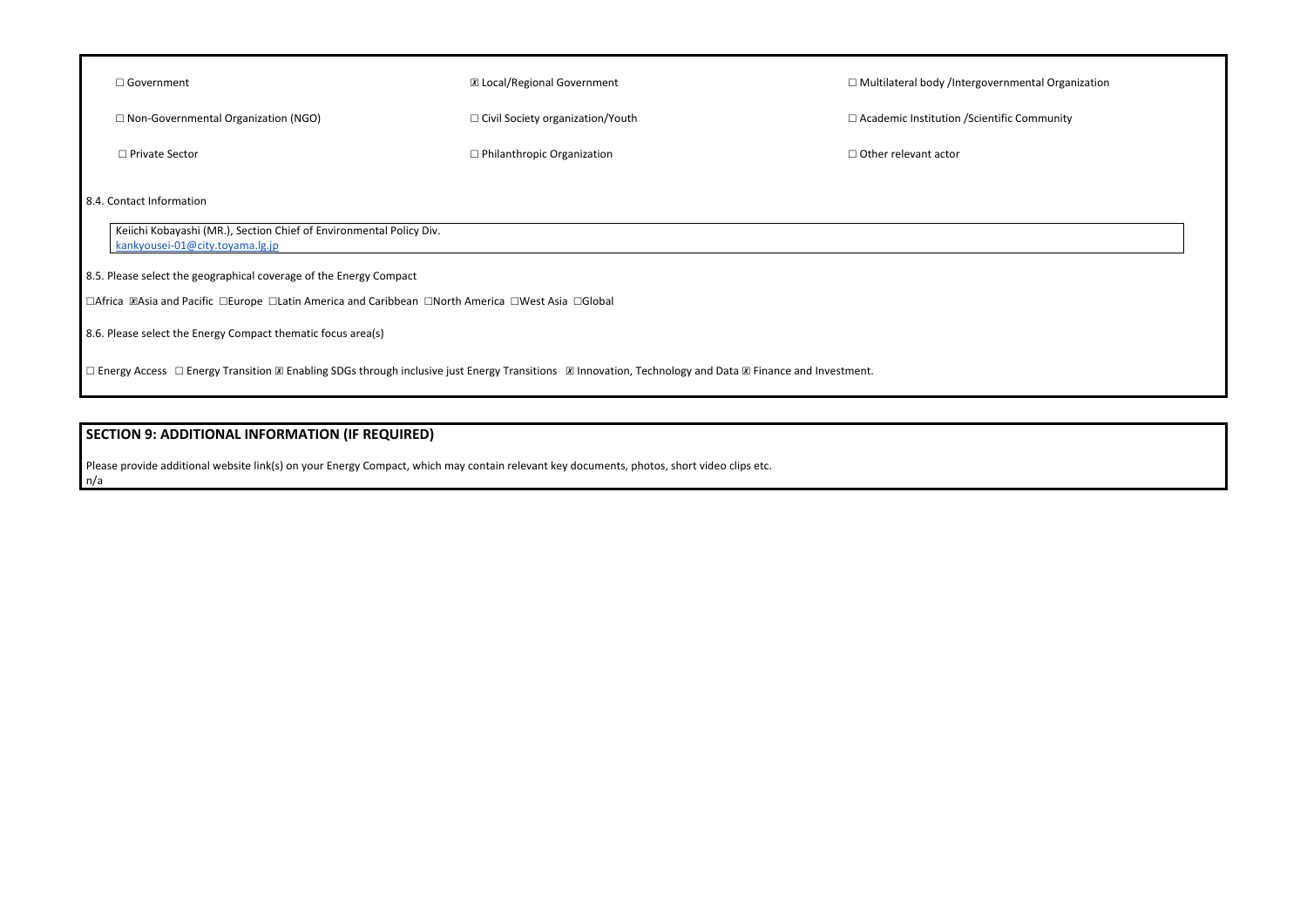☐ Government ☒ Local/Regional Government ☐ Multilateral body /Intergovernmental Organization

☐ Non-Governmental Organization (NGO) ☐ Civil Society organization/Youth ☐ Academic Institution /Scientific Community

☐ Private Sector ☐ Philanthropic Organization ☐ Other relevant actor

8.4. Contact Information

Keiichi Kobayashi (MR.), Section Chief of Environmental Policy Div.
kankyousei-01@city.toyama.lg.jp

8.5. Please select the geographical coverage of the Energy Compact

☐Africa ☒Asia and Pacific ☐Europe ☐Latin America and Caribbean ☐North America ☐West Asia ☐Global

8.6. Please select the Energy Compact thematic focus area(s)

☐ Energy Access ☐ Energy Transition ☒ Enabling SDGs through inclusive just Energy Transitions ☒ Innovation, Technology and Data ☒ Finance and Investment.

## SECTION 9: ADDITIONAL INFORMATION (IF REQUIRED)

Please provide additional website link(s) on your Energy Compact, which may contain relevant key documents, photos, short video clips etc.

n/a